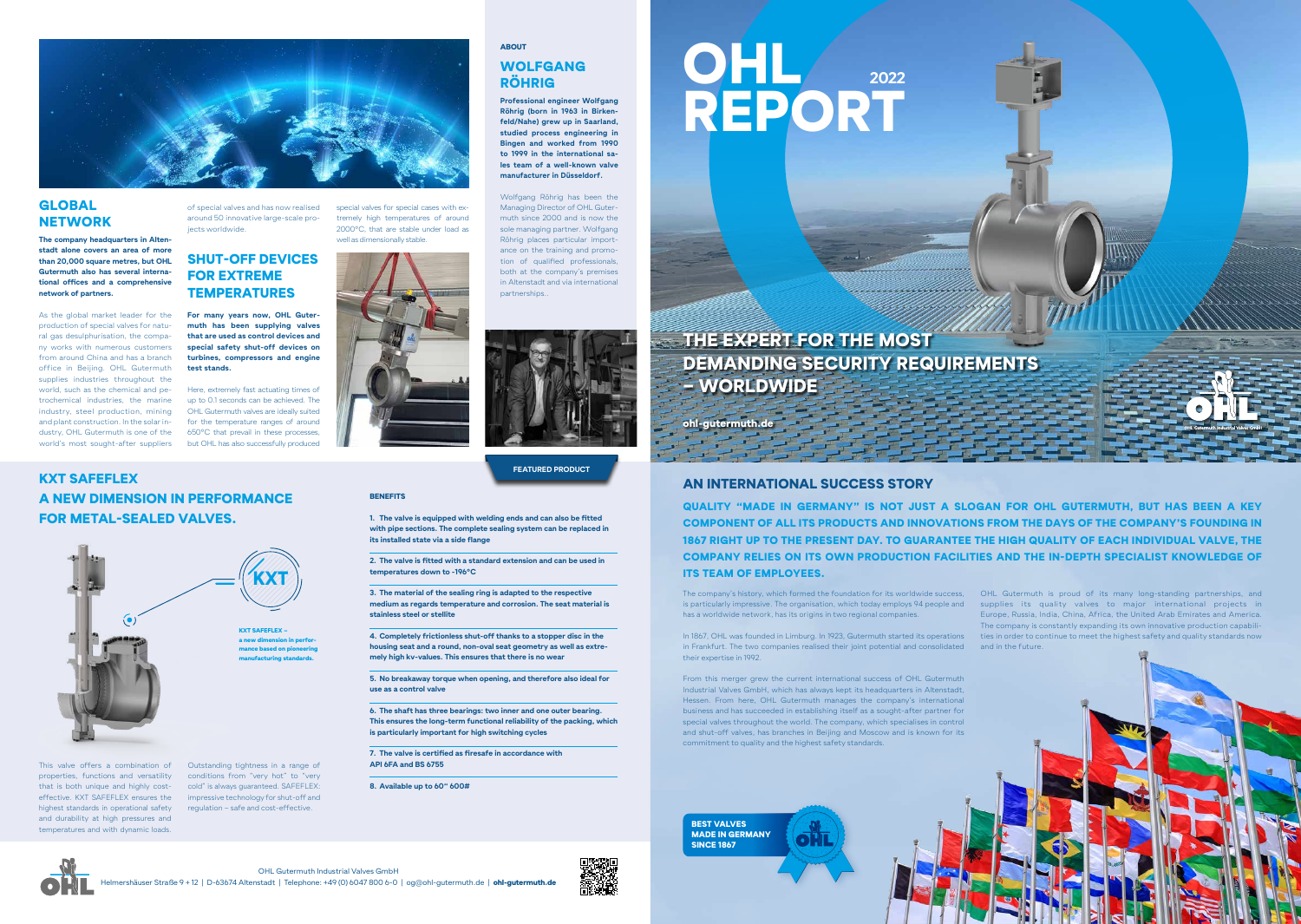# OHL REPORT 2022

## THE EXPERT FOR THE MOST DEMANDING SECURITY REQUIREMENTS – WORLDWIDE

ohl-gutermuth.de

OHL Gutermuth Industrial Valves GmbH

## AN INTERNATIONAL SUCCESS STORY

**QUALITY "MADE IN GERMANY" IS NOT JUST A SLOGAN FOR OHL GUTERMUTH, BUT HAS BEEN A KEY COMPONENT OF ALL ITS PRODUCTS AND INNOVATIONS FROM THE DAYS OF THE COMPANY'S FOUNDING IN 1867 RIGHT UP TO THE PRESENT DAY. TO GUARANTEE THE HIGH QUALITY OF EACH INDIVIDUAL VALVE, THE COMPANY RELIES ON ITS OWN PRODUCTION FACILITIES AND THE IN-DEPTH SPECIALIST KNOWLEDGE OF ITS TEAM OF EMPLOYEES.**

The company's history, which formed the foundation for its worldwide success, is particularly impressive. The organisation, which today employs 94 people and has a worldwide network, has its origins in two regional companies.

In 1867, OHL was founded in Limburg. In 1923, Gutermuth started its operations in Frankfurt. The two companies realised their joint potential and consolidated their expertise in 1992.

From this merger grew the current international success of OHL Gutermuth Industrial Valves GmbH, which has always kept its headquarters in Altenstadt, Hessen. From here, OHL Gutermuth manages the company's international business and has succeeded in establishing itself as a sought-after partner for special valves throughout the world. The company, which specialises in control and shut-off valves, has branches in Beijing and Moscow and is known for its commitment to quality and the highest safety standards.

OHL Gutermuth is proud of its many long-standing partnerships, and supplies its quality valves to major international projects in Europe, Russia, India, China, Africa, the United Arab Emirates and America. The company is constantly expanding its own innovative production capabilities in order to continue to meet the highest safety and quality standards now and in the future.

**BEST VALVES MADE IN GERMANY SINCE 1867**

## GLOBAL NETWORK

**The company headquarters in Altenstadt alone covers an area of more than 20,000 square metres, but OHL Gutermuth also has several international offices and a comprehensive network of partners.**

As the global market leader for the production of special valves for natural gas desulphurisation, the company works with numerous customers from around China and has a branch office in Beijing. OHL Gutermuth supplies industries throughout the world, such as the chemical and petrochemical industries, the marine industry, steel production, mining and plant construction. In the solar industry, OHL Gutermuth is one of the world's most sought-after suppliers of special valves and has now realised around 50 innovative large-scale projects worldwide.

## SHUT-OFF DEVICES FOR EXTREME TEMPERATURES

**For many years now, OHL Gutermuth has been supplying valves that are used as control devices and special safety shut-off devices on turbines, compressors and engine test stands.**

Here, extremely fast actuating times of up to 0.1 seconds can be achieved. The OHL Gutermuth valves are ideally suited for the temperature ranges of around 650°C that prevail in these processes, but OHL has also successfully produced special valves for special cases with extremely high temperatures of around 2000°C, that are stable under load as well as dimensionally stable.

ABOUT

## WOLFGANG RÖHRIG

**Professional engineer Wolfgang Röhrig (born in 1963 in Birkenfeld/Nahe) grew up in Saarland, studied process engineering in Bingen and worked from 1990 to 1999 in the international sales team of a well-known valve manufacturer in Düsseldorf.**

Wolfgang Röhrig has been the Managing Director of OHL Gutermuth since 2000 and is now the sole managing partner. Wolfgang Röhrig places particular importance on the training and promotion of qualified professionals, both at the company's premises in Altenstadt and via international partnerships..

FEATURED PRODUCT

## KXT SAFEFLEX A NEW DIMENSION IN PERFORMANCE FOR METAL-SEALED VALVES.

KXT

**KXT SAFEFLEX – a new dimension in performance based on pioneering manufacturing standards.**

This valve offers a combination of properties, functions and versatility that is both unique and highly cost-effective. KXT SAFEFLEX ensures the highest standards in operational safety and durability at high pressures and temperatures and with dynamic loads.

Outstanding tightness in a range of conditions from "very hot" to "very cold" is always guaranteed. SAFEFLEX: impressive technology for shut-off and regulation – safe and cost-effective.

**BENEFITS**

1. **The valve is equipped with welding ends and can also be fitted with pipe sections. The complete sealing system can be replaced in its installed state via a side flange**
2. **The valve is fitted with a standard extension and can be used in temperatures down to -196°C**
3. **The material of the sealing ring is adapted to the respective medium as regards temperature and corrosion. The seat material is stainless steel or stellite**
4. **Completely frictionless shut-off thanks to a stopper disc in the housing seat and a round, non-oval seat geometry as well as extremely high kv-values. This ensures that there is no wear**
5. **No breakaway torque when opening, and therefore also ideal for use as a control valve**
6. **The shaft has three bearings: two inner and one outer bearing. This ensures the long-term functional reliability of the packing, which is particularly important for high switching cycles**
7. **The valve is certified as firesafe in accordance with API 6FA and BS 6755**
8. **Available up to 60" 600#**

OHL Gutermuth Industrial Valves GmbH
Helmershäuser Straße 9 + 12 | D-63674 Altenstadt | Telephone: +49 (0) 6047 800 6-0 | og@ohl-gutermuth.de | **ohl-gutermuth.de**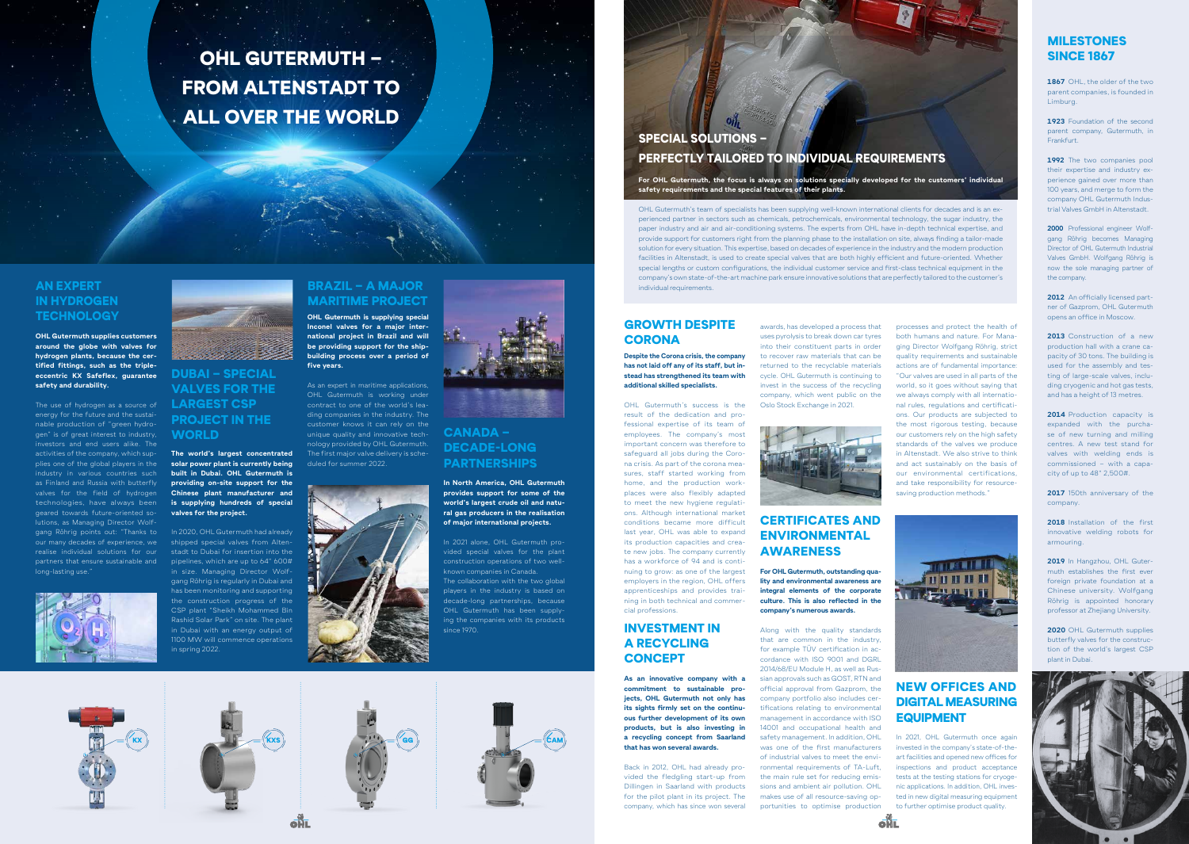# OHL GUTERMUTH – FROM ALTENSTADT TO ALL OVER THE WORLD

## AN EXPERT IN HYDROGEN TECHNOLOGY

**OHL Gutermuth supplies customers around the globe with valves for hydrogen plants, because the certified fittings, such as the triple-eccentric KX Safeflex, guarantee safety and durability.**

The use of hydrogen as a source of energy for the future and the sustainable production of "green hydrogen" is of great interest to industry, investors and end users alike. The activities of the company, which supplies one of the global players in the industry in various countries such as Finland and Russia with butterfly valves for the field of hydrogen technologies, have always been geared towards future-oriented solutions, as Managing Director Wolfgang Röhrig points out: "Thanks to our many decades of experience, we realise individual solutions for our partners that ensure sustainable and long-lasting use."

## DUBAI – SPECIAL VALVES FOR THE LARGEST CSP PROJECT IN THE WORLD

**The world's largest concentrated solar power plant is currently being built in Dubai. OHL Gutermuth is providing on-site support for the Chinese plant manufacturer and is supplying hundreds of special valves for the project.**

In 2020, OHL Gutermuth had already shipped special valves from Altenstadt to Dubai for insertion into the pipelines, which are up to 64" 600# in size. Managing Director Wolfgang Röhrig is regularly in Dubai and has been monitoring and supporting the construction progress of the CSP plant "Sheikh Mohammed Bin Rashid Solar Park" on site. The plant in Dubai with an energy output of 1100 MW will commence operations in spring 2022.

## BRAZIL – A MAJOR MARITIME PROJECT

**OHL Gutermuth is supplying special Inconel valves for a major international project in Brazil and will be providing support for the shipbuilding process over a period of five years.**

As an expert in maritime applications, OHL Gutermuth is working under contract to one of the world's leading companies in the industry. The customer knows it can rely on the unique quality and innovative technology provided by OHL Gutermuth. The first major valve delivery is scheduled for summer 2022.

## CANADA – DECADE-LONG PARTNERSHIPS

**In North America, OHL Gutermuth provides support for some of the world's largest crude oil and natural gas producers in the realisation of major international projects.**

In 2021 alone, OHL Gutermuth provided special valves for the plant construction operations of two well-known companies in Canada.
The collaboration with the two global players in the industry is based on decade-long partnerships, because OHL Gutermuth has been supplying the companies with its products since 1970.

KX

KXS

GG

CAM

## SPECIAL SOLUTIONS – PERFECTLY TAILORED TO INDIVIDUAL REQUIREMENTS

**For OHL Gutermuth, the focus is always on solutions specially developed for the customers' individual safety requirements and the special features of their plants.**

OHL Gutermuth's team of specialists has been supplying well-known international clients for decades and is an experienced partner in sectors such as chemicals, petrochemicals, environmental technology, the sugar industry, the paper industry and air and air-conditioning systems. The experts from OHL have in-depth technical expertise, and provide support for customers right from the planning phase to the installation on site, always finding a tailor-made solution for every situation. This expertise, based on decades of experience in the industry and the modern production facilities in Altenstadt, is used to create special valves that are both highly efficient and future-oriented. Whether special lengths or custom configurations, the individual customer service and first-class technical equipment in the company's own state-of-the-art machine park ensure innovative solutions that are perfectly tailored to the customer's individual requirements.

## GROWTH DESPITE CORONA

**Despite the Corona crisis, the company has not laid off any of its staff, but instead has strengthened its team with additional skilled specialists.**

OHL Gutermuth's success is the result of the dedication and professional expertise of its team of employees. The company's most important concern was therefore to safeguard all jobs during the Corona crisis. As part of the corona measures, staff started working from home, and the production workplaces were also flexibly adapted to meet the new hygiene regulations. Although international market conditions became more difficult last year, OHL was able to expand its production capacities and create new jobs. The company currently has a workforce of 94 and is continuing to grow: as one of the largest employers in the region, OHL offers apprenticeships and provides training in both technical and commercial professions.

## INVESTMENT IN A RECYCLING CONCEPT

**As an innovative company with a commitment to sustainable projects, OHL Gutermuth not only has its sights firmly set on the continuous further development of its own products, but is also investing in a recycling concept from Saarland that has won several awards.**

Back in 2012, OHL had already provided the fledgling start-up from Dillingen in Saarland with products for the pilot plant in its project. The company, which has since won several awards, has developed a process that uses pyrolysis to break down car tyres into their constituent parts in order to recover raw materials that can be returned to the recyclable materials cycle. OHL Gutermuth is continuing to invest in the success of the recycling company, which went public on the Oslo Stock Exchange in 2021.

## CERTIFICATES AND ENVIRONMENTAL AWARENESS

**For OHL Gutermuth, outstanding quality and environmental awareness are integral elements of the corporate culture. This is also reflected in the company's numerous awards.**

Along with the quality standards that are common in the industry, for example TÜV certification in accordance with ISO 9001 and DGRL 2014/68/EU Module H, as well as Russian approvals such as GOST, RTN and official approval from Gazprom, the company portfolio also includes certifications relating to environmental management in accordance with ISO 14001 and occupational health and safety management. In addition, OHL was one of the first manufacturers of industrial valves to meet the environmental requirements of TA-Luft, the main rule set for reducing emissions and ambient air pollution. OHL makes use of all resource-saving opportunities to optimise production processes and protect the health of both humans and nature. For Managing Director Wolfgang Röhrig, strict quality requirements and sustainable actions are of fundamental importance: "Our valves are used in all parts of the world, so it goes without saying that we always comply with all international rules, regulations and certifications. Our products are subjected to the most rigorous testing, because our customers rely on the high safety standards of the valves we produce in Altenstadt. We also strive to think and act sustainably on the basis of our environmental certifications, and take responsibility for resource-saving production methods."

## NEW OFFICES AND DIGITAL MEASURING EQUIPMENT

In 2021, OHL Gutermuth once again invested in the company's state-of-the-art facilities and opened new offices for inspections and product acceptance tests at the testing stations for cryogenic applications. In addition, OHL invested in new digital measuring equipment to further optimise product quality.

## MILESTONES SINCE 1867

**1867** OHL, the older of the two parent companies, is founded in Limburg.

**1923** Foundation of the second parent company, Gutermuth, in Frankfurt.

**1992** The two companies pool their expertise and industry experience gained over more than 100 years, and merge to form the company OHL Gutermuth Industrial Valves GmbH in Altenstadt.

**2000** Professional engineer Wolfgang Röhrig becomes Managing Director of OHL Gutermuth Industrial Valves GmbH. Wolfgang Röhrig is now the sole managing partner of the company.

**2012** An officially licensed partner of Gazprom, OHL Gutermuth opens an office in Moscow.

**2013** Construction of a new production hall with a crane capacity of 30 tons. The building is used for the assembly and testing of large-scale valves, including cryogenic and hot gas tests, and has a height of 13 metres.

**2014** Production capacity is expanded with the purchase of new turning and milling centres. A new test stand for valves with welding ends is commissioned – with a capacity of up to 48" 2,500#.

**2017** 150th anniversary of the company.

**2018** Installation of the first innovative welding robots for armouring.

**2019** In Hangzhou, OHL Gutermuth establishes the first ever foreign private foundation at a Chinese university. Wolfgang Röhrig is appointed honorary professor at Zhejiang University.

**2020** OHL Gutermuth supplies butterfly valves for the construction of the world's largest CSP plant in Dubai.